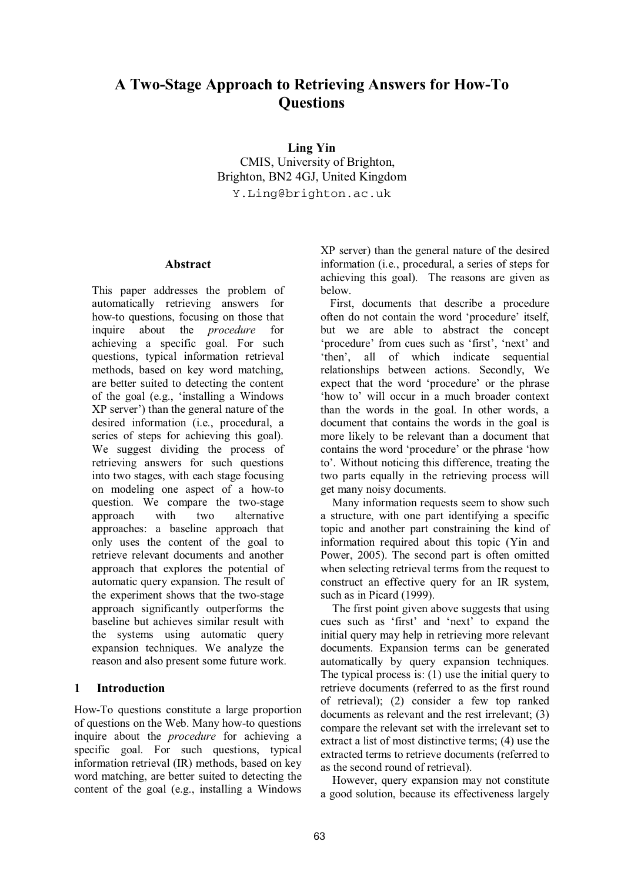# A Two-Stage Approach to Retrieving Answers for How-To Questions

**Ling Yin**
CMIS, University of Brighton,
Brighton, BN2 4GJ, United Kingdom
Y.Ling@brighton.ac.uk

## Abstract

This paper addresses the problem of automatically retrieving answers for how-to questions, focusing on those that inquire about the *procedure* for achieving a specific goal. For such questions, typical information retrieval methods, based on key word matching, are better suited to detecting the content of the goal (e.g., 'installing a Windows XP server') than the general nature of the desired information (i.e., procedural, a series of steps for achieving this goal). We suggest dividing the process of retrieving answers for such questions into two stages, with each stage focusing on modeling one aspect of a how-to question. We compare the two-stage approach with two alternative approaches: a baseline approach that only uses the content of the goal to retrieve relevant documents and another approach that explores the potential of automatic query expansion. The result of the experiment shows that the two-stage approach significantly outperforms the baseline but achieves similar result with the systems using automatic query expansion techniques. We analyze the reason and also present some future work.

## 1 Introduction

How-To questions constitute a large proportion of questions on the Web. Many how-to questions inquire about the *procedure* for achieving a specific goal. For such questions, typical information retrieval (IR) methods, based on key word matching, are better suited to detecting the content of the goal (e.g., installing a Windows XP server) than the general nature of the desired information (i.e., procedural, a series of steps for achieving this goal). The reasons are given as below.

First, documents that describe a procedure often do not contain the word 'procedure' itself, but we are able to abstract the concept 'procedure' from cues such as 'first', 'next' and 'then', all of which indicate sequential relationships between actions. Secondly, We expect that the word 'procedure' or the phrase 'how to' will occur in a much broader context than the words in the goal. In other words, a document that contains the words in the goal is more likely to be relevant than a document that contains the word 'procedure' or the phrase 'how to'. Without noticing this difference, treating the two parts equally in the retrieving process will get many noisy documents.

Many information requests seem to show such a structure, with one part identifying a specific topic and another part constraining the kind of information required about this topic (Yin and Power, 2005). The second part is often omitted when selecting retrieval terms from the request to construct an effective query for an IR system, such as in Picard (1999).

The first point given above suggests that using cues such as 'first' and 'next' to expand the initial query may help in retrieving more relevant documents. Expansion terms can be generated automatically by query expansion techniques. The typical process is: (1) use the initial query to retrieve documents (referred to as the first round of retrieval); (2) consider a few top ranked documents as relevant and the rest irrelevant; (3) compare the relevant set with the irrelevant set to extract a list of most distinctive terms; (4) use the extracted terms to retrieve documents (referred to as the second round of retrieval).

However, query expansion may not constitute a good solution, because its effectiveness largely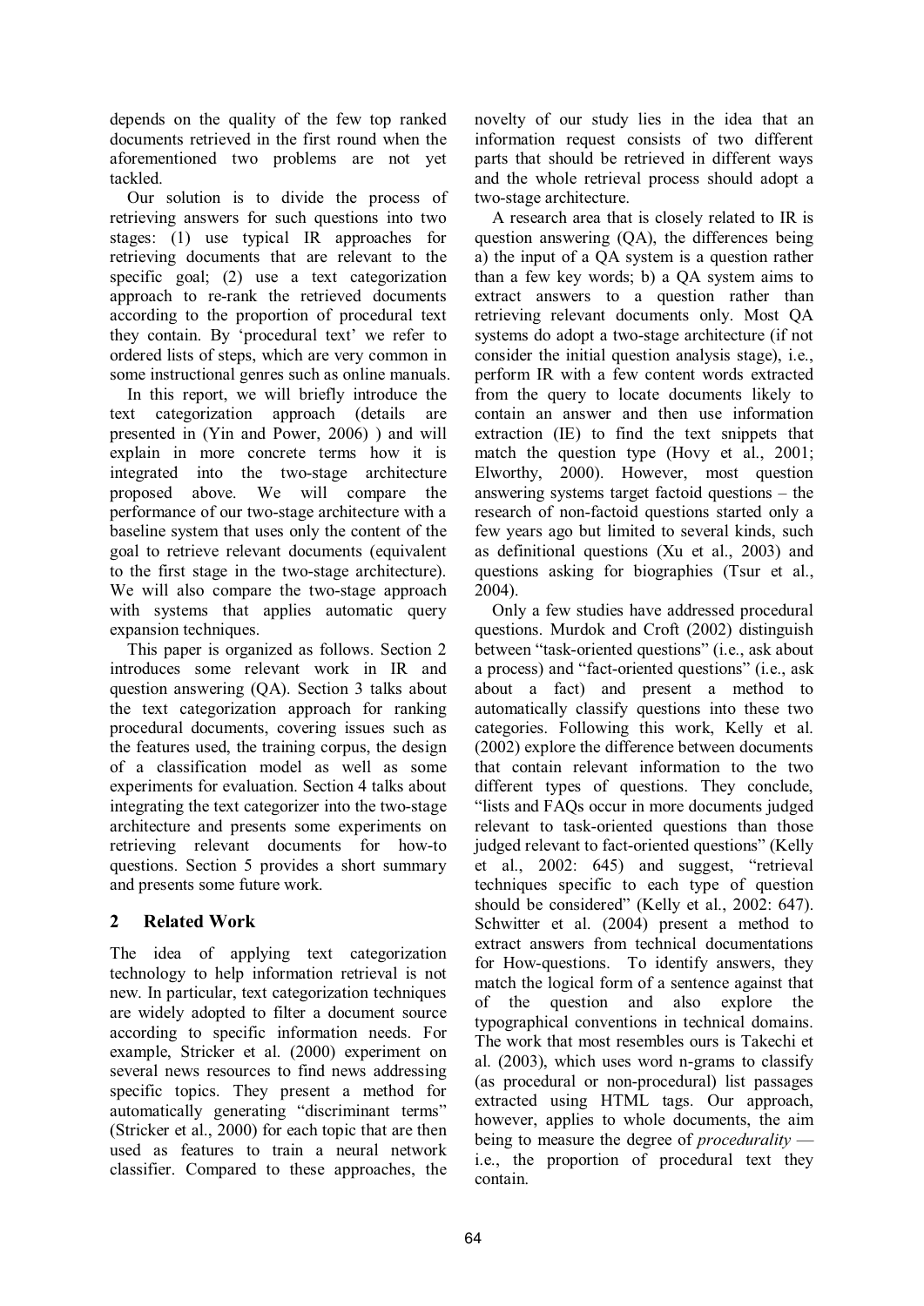depends on the quality of the few top ranked documents retrieved in the first round when the aforementioned two problems are not yet tackled.

Our solution is to divide the process of retrieving answers for such questions into two stages: (1) use typical IR approaches for retrieving documents that are relevant to the specific goal; (2) use a text categorization approach to re-rank the retrieved documents according to the proportion of procedural text they contain. By 'procedural text' we refer to ordered lists of steps, which are very common in some instructional genres such as online manuals.

In this report, we will briefly introduce the text categorization approach (details are presented in (Yin and Power, 2006) ) and will explain in more concrete terms how it is integrated into the two-stage architecture proposed above. We will compare the performance of our two-stage architecture with a baseline system that uses only the content of the goal to retrieve relevant documents (equivalent to the first stage in the two-stage architecture). We will also compare the two-stage approach with systems that applies automatic query expansion techniques.

This paper is organized as follows. Section 2 introduces some relevant work in IR and question answering (QA). Section 3 talks about the text categorization approach for ranking procedural documents, covering issues such as the features used, the training corpus, the design of a classification model as well as some experiments for evaluation. Section 4 talks about integrating the text categorizer into the two-stage architecture and presents some experiments on retrieving relevant documents for how-to questions. Section 5 provides a short summary and presents some future work.

## 2 Related Work

The idea of applying text categorization technology to help information retrieval is not new. In particular, text categorization techniques are widely adopted to filter a document source according to specific information needs. For example, Stricker et al. (2000) experiment on several news resources to find news addressing specific topics. They present a method for automatically generating "discriminant terms" (Stricker et al., 2000) for each topic that are then used as features to train a neural network classifier. Compared to these approaches, the novelty of our study lies in the idea that an information request consists of two different parts that should be retrieved in different ways and the whole retrieval process should adopt a two-stage architecture.

A research area that is closely related to IR is question answering (QA), the differences being a) the input of a QA system is a question rather than a few key words; b) a QA system aims to extract answers to a question rather than retrieving relevant documents only. Most QA systems do adopt a two-stage architecture (if not consider the initial question analysis stage), i.e., perform IR with a few content words extracted from the query to locate documents likely to contain an answer and then use information extraction (IE) to find the text snippets that match the question type (Hovy et al., 2001; Elworthy, 2000). However, most question answering systems target factoid questions – the research of non-factoid questions started only a few years ago but limited to several kinds, such as definitional questions (Xu et al., 2003) and questions asking for biographies (Tsur et al., 2004).

Only a few studies have addressed procedural questions. Murdok and Croft (2002) distinguish between "task-oriented questions" (i.e., ask about a process) and "fact-oriented questions" (i.e., ask about a fact) and present a method to automatically classify questions into these two categories. Following this work, Kelly et al. (2002) explore the difference between documents that contain relevant information to the two different types of questions. They conclude, "lists and FAQs occur in more documents judged relevant to task-oriented questions than those judged relevant to fact-oriented questions" (Kelly et al., 2002: 645) and suggest, "retrieval techniques specific to each type of question should be considered" (Kelly et al., 2002: 647). Schwitter et al. (2004) present a method to extract answers from technical documentations for How-questions. To identify answers, they match the logical form of a sentence against that of the question and also explore the typographical conventions in technical domains. The work that most resembles ours is Takechi et al. (2003), which uses word n-grams to classify (as procedural or non-procedural) list passages extracted using HTML tags. Our approach, however, applies to whole documents, the aim being to measure the degree of *procedurality* — i.e., the proportion of procedural text they contain.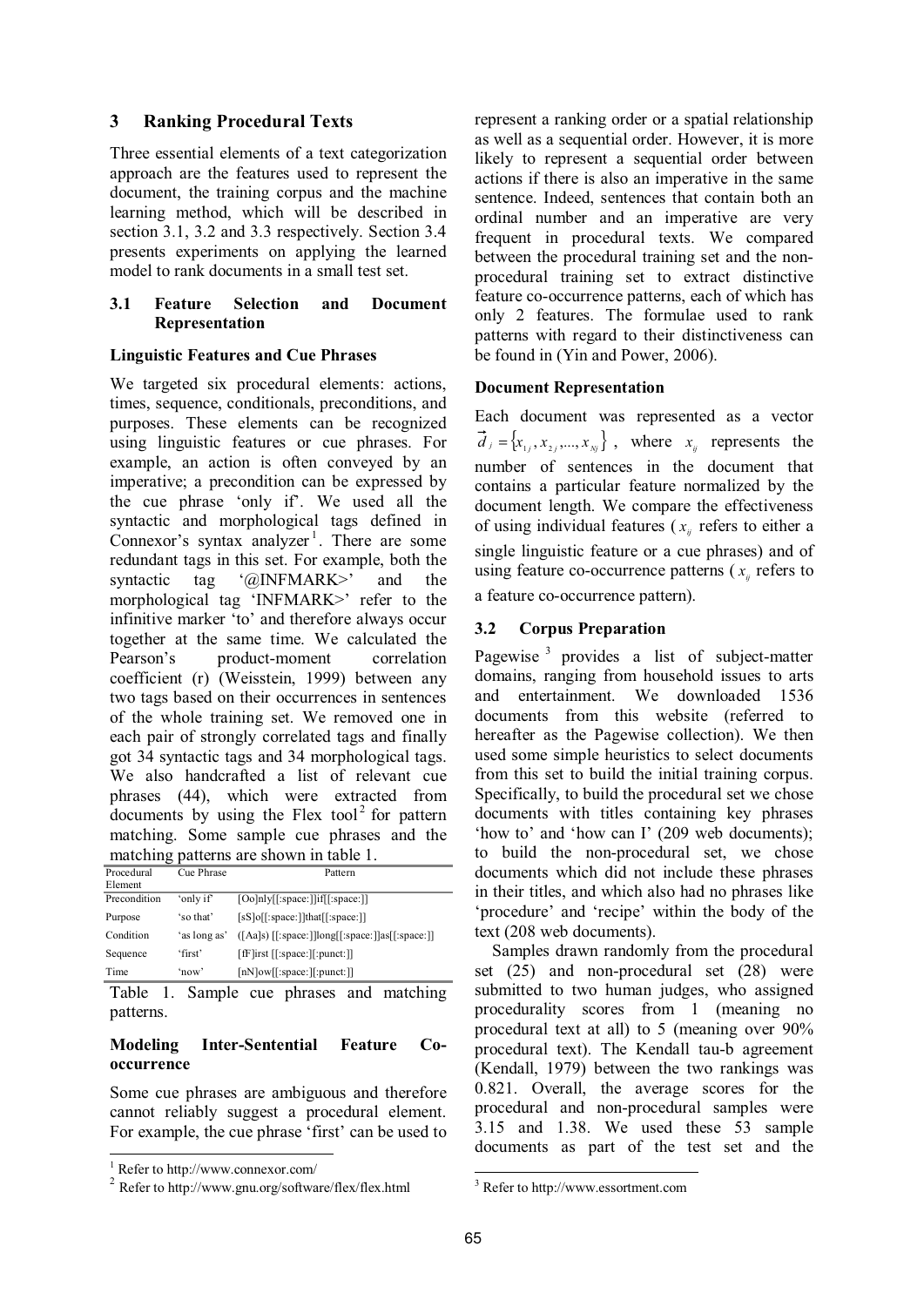## 3 Ranking Procedural Texts

Three essential elements of a text categorization approach are the features used to represent the document, the training corpus and the machine learning method, which will be described in section 3.1, 3.2 and 3.3 respectively. Section 3.4 presents experiments on applying the learned model to rank documents in a small test set.

### 3.1 Feature Selection and Document Representation

**Linguistic Features and Cue Phrases**

We targeted six procedural elements: actions, times, sequence, conditionals, preconditions, and purposes. These elements can be recognized using linguistic features or cue phrases. For example, an action is often conveyed by an imperative; a precondition can be expressed by the cue phrase 'only if'. We used all the syntactic and morphological tags defined in Connexor's syntax analyzer[1]. There are some redundant tags in this set. For example, both the syntactic tag '@INFMARK>' and the morphological tag 'INFMARK>' refer to the infinitive marker 'to' and therefore always occur together at the same time. We calculated the Pearson's product-moment correlation coefficient (r) (Weisstein, 1999) between any two tags based on their occurrences in sentences of the whole training set. We removed one in each pair of strongly correlated tags and finally got 34 syntactic tags and 34 morphological tags. We also handcrafted a list of relevant cue phrases (44), which were extracted from documents by using the Flex tool[2] for pattern matching. Some sample cue phrases and the matching patterns are shown in table 1.

| Procedural Element | Cue Phrase | Pattern |
|---|---|---|
| Precondition | 'only if' | [Oo]nly[[:space:]]if[[:space:]] |
| Purpose | 'so that' | [sS]o[[:space:]]that[[:space:]] |
| Condition | 'as long as' | ([Aa]s) [[:space:]]long[[:space:]]as[[:space:]] |
| Sequence | 'first' | [fF]irst [[:space:][:punct:]] |
| Time | 'now' | [nN]ow[[:space:][:punct:]] |

Table 1. Sample cue phrases and matching patterns.

**Modeling Inter-Sentential Feature Co-occurrence**

Some cue phrases are ambiguous and therefore cannot reliably suggest a procedural element. For example, the cue phrase 'first' can be used to represent a ranking order or a spatial relationship as well as a sequential order. However, it is more likely to represent a sequential order between actions if there is also an imperative in the same sentence. Indeed, sentences that contain both an ordinal number and an imperative are very frequent in procedural texts. We compared between the procedural training set and the non-procedural training set to extract distinctive feature co-occurrence patterns, each of which has only 2 features. The formulae used to rank patterns with regard to their distinctiveness can be found in (Yin and Power, 2006).

**Document Representation**

Each document was represented as a vector $\vec{d}_j = \{x_{1j}, x_{2j}, ..., x_{Nj}\}$, where $x_{ij}$ represents the number of sentences in the document that contains a particular feature normalized by the document length. We compare the effectiveness of using individual features ($x_{ij}$ refers to either a single linguistic feature or a cue phrases) and of using feature co-occurrence patterns ($x_{ij}$ refers to a feature co-occurrence pattern).

### 3.2 Corpus Preparation

Pagewise[3] provides a list of subject-matter domains, ranging from household issues to arts and entertainment. We downloaded 1536 documents from this website (referred to hereafter as the Pagewise collection). We then used some simple heuristics to select documents from this set to build the initial training corpus. Specifically, to build the procedural set we chose documents with titles containing key phrases 'how to' and 'how can I' (209 web documents); to build the non-procedural set, we chose documents which did not include these phrases in their titles, and which also had no phrases like 'procedure' and 'recipe' within the body of the text (208 web documents).

Samples drawn randomly from the procedural set (25) and non-procedural set (28) were submitted to two human judges, who assigned procedurality scores from 1 (meaning no procedural text at all) to 5 (meaning over 90% procedural text). The Kendall tau-b agreement (Kendall, 1979) between the two rankings was 0.821. Overall, the average scores for the procedural and non-procedural samples were 3.15 and 1.38. We used these 53 sample documents as part of the test set and the

[1] Refer to http://www.connexor.com/

[2] Refer to http://www.gnu.org/software/flex/flex.html

[3] Refer to http://www.essortment.com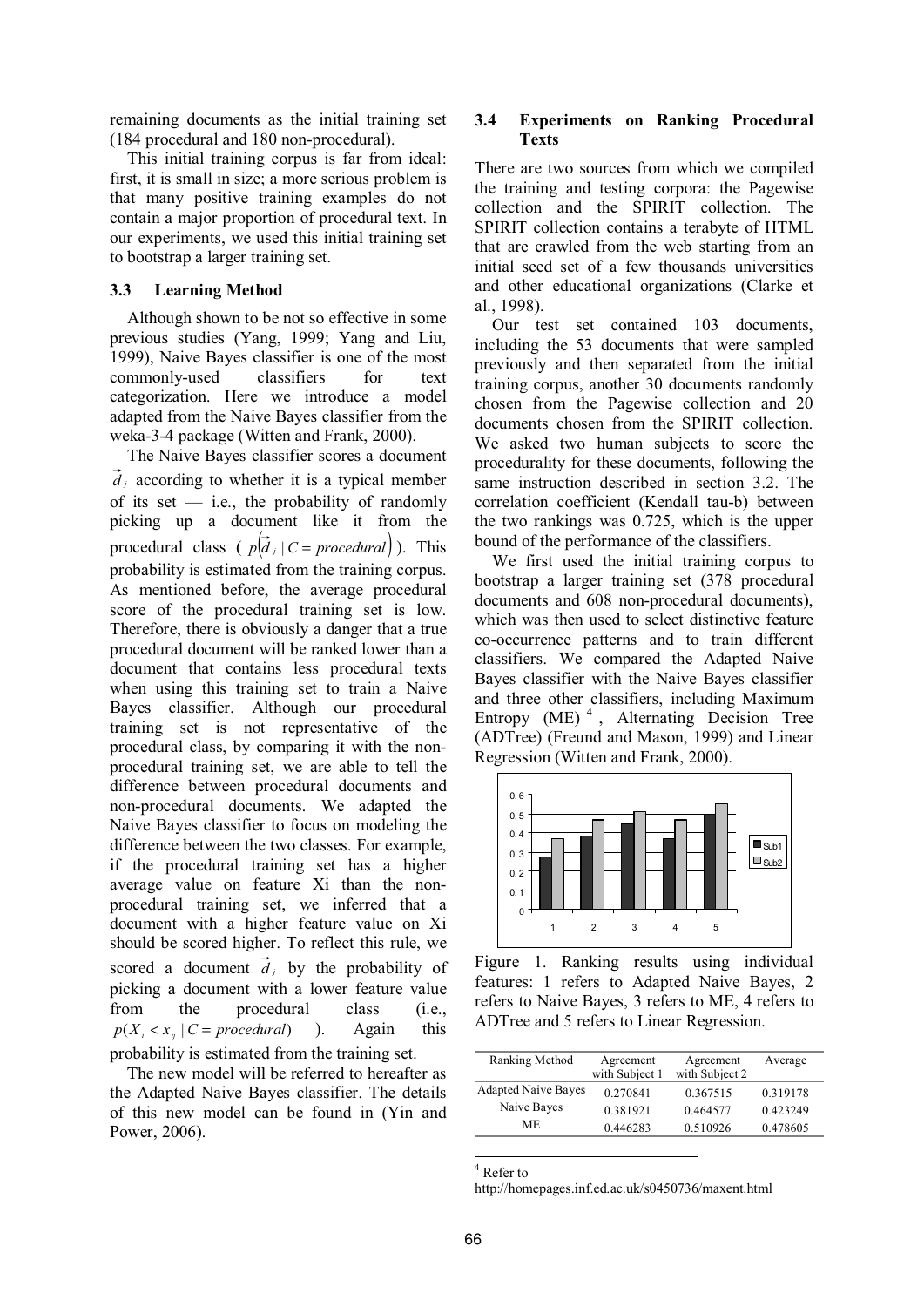remaining documents as the initial training set (184 procedural and 180 non-procedural).

This initial training corpus is far from ideal: first, it is small in size; a more serious problem is that many positive training examples do not contain a major proportion of procedural text. In our experiments, we used this initial training set to bootstrap a larger training set.

### 3.3 Learning Method

Although shown to be not so effective in some previous studies (Yang, 1999; Yang and Liu, 1999), Naive Bayes classifier is one of the most commonly-used classifiers for text categorization. Here we introduce a model adapted from the Naive Bayes classifier from the weka-3-4 package (Witten and Frank, 2000).

The Naive Bayes classifier scores a document $\vec{d}_j$ according to whether it is a typical member of its set — i.e., the probability of randomly picking up a document like it from the procedural class ( $p(\vec{d}_j \mid C = procedural)$ ). This probability is estimated from the training corpus. As mentioned before, the average procedural score of the procedural training set is low. Therefore, there is obviously a danger that a true procedural document will be ranked lower than a document that contains less procedural texts when using this training set to train a Naive Bayes classifier. Although our procedural training set is not representative of the procedural class, by comparing it with the non-procedural training set, we are able to tell the difference between procedural documents and non-procedural documents. We adapted the Naive Bayes classifier to focus on modeling the difference between the two classes. For example, if the procedural training set has a higher average value on feature Xi than the non-procedural training set, we inferred that a document with a higher feature value on Xi should be scored higher. To reflect this rule, we scored a document $\vec{d}_j$ by the probability of picking a document with a lower feature value from the procedural class (i.e., $p(X_i < x_{ij} \mid C = procedural)$ ). Again this probability is estimated from the training set.

The new model will be referred to hereafter as the Adapted Naive Bayes classifier. The details of this new model can be found in (Yin and Power, 2006).

### 3.4 Experiments on Ranking Procedural Texts

There are two sources from which we compiled the training and testing corpora: the Pagewise collection and the SPIRIT collection. The SPIRIT collection contains a terabyte of HTML that are crawled from the web starting from an initial seed set of a few thousands universities and other educational organizations (Clarke et al., 1998).

Our test set contained 103 documents, including the 53 documents that were sampled previously and then separated from the initial training corpus, another 30 documents randomly chosen from the Pagewise collection and 20 documents chosen from the SPIRIT collection. We asked two human subjects to score the procedurality for these documents, following the same instruction described in section 3.2. The correlation coefficient (Kendall tau-b) between the two rankings was 0.725, which is the upper bound of the performance of the classifiers.

We first used the initial training corpus to bootstrap a larger training set (378 procedural documents and 608 non-procedural documents), which was then used to select distinctive feature co-occurrence patterns and to train different classifiers. We compared the Adapted Naive Bayes classifier with the Naive Bayes classifier and three other classifiers, including Maximum Entropy (ME) [4], Alternating Decision Tree (ADTree) (Freund and Mason, 1999) and Linear Regression (Witten and Frank, 2000).

Figure 1. Ranking results using individual features: 1 refers to Adapted Naive Bayes, 2 refers to Naive Bayes, 3 refers to ME, 4 refers to ADTree and 5 refers to Linear Regression.

| Ranking Method | Agreement with Subject 1 | Agreement with Subject 2 | Average |
|---|---|---|---|
| Adapted Naive Bayes | 0.270841 | 0.367515 | 0.319178 |
| Naive Bayes | 0.381921 | 0.464577 | 0.423249 |
| ME | 0.446283 | 0.510926 | 0.478605 |

[4] Refer to http://homepages.inf.ed.ac.uk/s0450736/maxent.html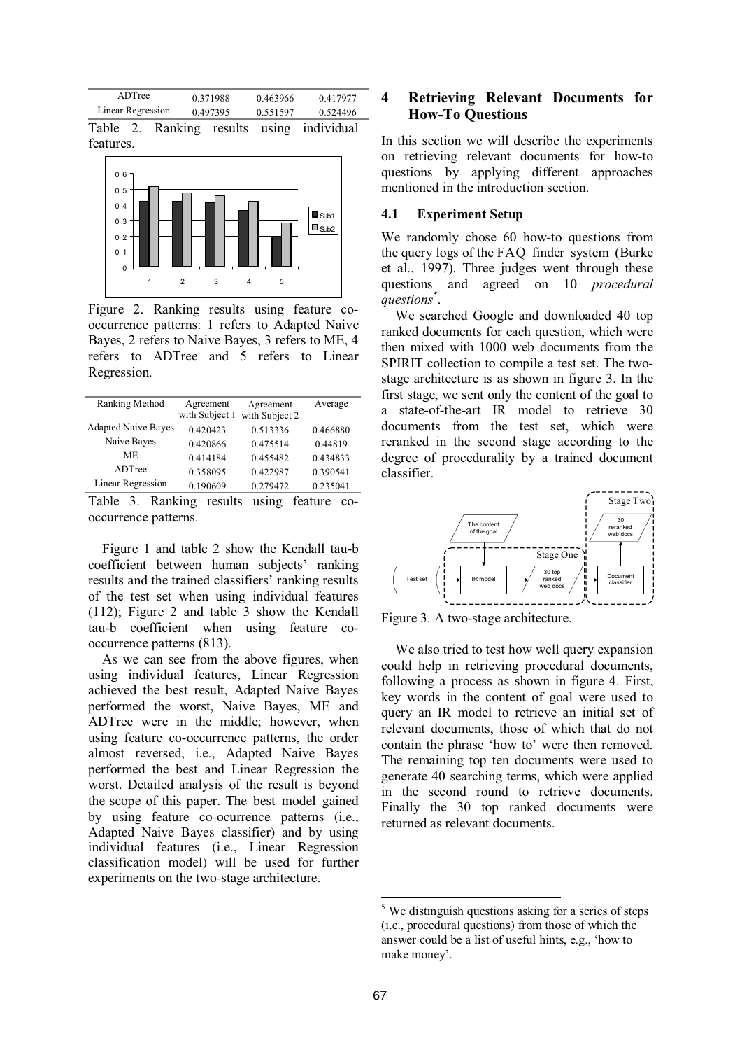| ADTree | 0.371988 | 0.463966 | 0.417977 |
|---|---|---|---|
| Linear Regression | 0.497395 | 0.551597 | 0.524496 |

Table 2. Ranking results using individual features.

Figure 2. Ranking results using feature co-occurrence patterns: 1 refers to Adapted Naive Bayes, 2 refers to Naive Bayes, 3 refers to ME, 4 refers to ADTree and 5 refers to Linear Regression.

| Ranking Method | Agreement with Subject 1 | Agreement with Subject 2 | Average |
|---|---|---|---|
| Adapted Naive Bayes | 0.420423 | 0.513336 | 0.466880 |
| Naive Bayes | 0.420866 | 0.475514 | 0.44819 |
| ME | 0.414184 | 0.455482 | 0.434833 |
| ADTree | 0.358095 | 0.422987 | 0.390541 |
| Linear Regression | 0.190609 | 0.279472 | 0.235041 |

Table 3. Ranking results using feature co-occurrence patterns.

Figure 1 and table 2 show the Kendall tau-b coefficient between human subjects' ranking results and the trained classifiers' ranking results of the test set when using individual features (112); Figure 2 and table 3 show the Kendall tau-b coefficient when using feature co-occurrence patterns (813).

As we can see from the above figures, when using individual features, Linear Regression achieved the best result, Adapted Naive Bayes performed the worst, Naive Bayes, ME and ADTree were in the middle; however, when using feature co-occurrence patterns, the order almost reversed, i.e., Adapted Naive Bayes performed the best and Linear Regression the worst. Detailed analysis of the result is beyond the scope of this paper. The best model gained by using feature co-ocurrence patterns (i.e., Adapted Naive Bayes classifier) and by using individual features (i.e., Linear Regression classification model) will be used for further experiments on the two-stage architecture.

## 4 Retrieving Relevant Documents for How-To Questions

In this section we will describe the experiments on retrieving relevant documents for how-to questions by applying different approaches mentioned in the introduction section.

### 4.1 Experiment Setup

We randomly chose 60 how-to questions from the query logs of the FAQ finder system (Burke et al., 1997). Three judges went through these questions and agreed on 10 *procedural questions*[5].

We searched Google and downloaded 40 top ranked documents for each question, which were then mixed with 1000 web documents from the SPIRIT collection to compile a test set. The two-stage architecture is as shown in figure 3. In the first stage, we sent only the content of the goal to a state-of-the-art IR model to retrieve 30 documents from the test set, which were reranked in the second stage according to the degree of procedurality by a trained document classifier.

Figure 3. A two-stage architecture.

We also tried to test how well query expansion could help in retrieving procedural documents, following a process as shown in figure 4. First, key words in the content of goal were used to query an IR model to retrieve an initial set of relevant documents, those of which that do not contain the phrase 'how to' were then removed. The remaining top ten documents were used to generate 40 searching terms, which were applied in the second round to retrieve documents. Finally the 30 top ranked documents were returned as relevant documents.

[5] We distinguish questions asking for a series of steps (i.e., procedural questions) from those of which the answer could be a list of useful hints, e.g., 'how to make money'.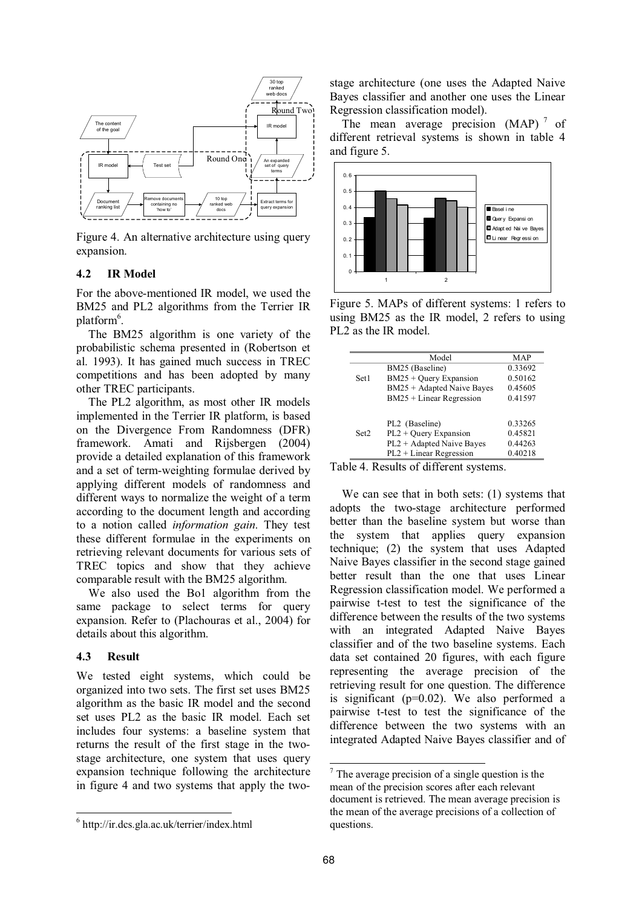Figure 4. An alternative architecture using query expansion.

### 4.2 IR Model

For the above-mentioned IR model, we used the BM25 and PL2 algorithms from the Terrier IR platform[6].

The BM25 algorithm is one variety of the probabilistic schema presented in (Robertson et al. 1993). It has gained much success in TREC competitions and has been adopted by many other TREC participants.

The PL2 algorithm, as most other IR models implemented in the Terrier IR platform, is based on the Divergence From Randomness (DFR) framework. Amati and Rijsbergen (2004) provide a detailed explanation of this framework and a set of term-weighting formulae derived by applying different models of randomness and different ways to normalize the weight of a term according to the document length and according to a notion called *information gain*. They test these different formulae in the experiments on retrieving relevant documents for various sets of TREC topics and show that they achieve comparable result with the BM25 algorithm.

We also used the Bo1 algorithm from the same package to select terms for query expansion. Refer to (Plachouras et al., 2004) for details about this algorithm.

### 4.3 Result

We tested eight systems, which could be organized into two sets. The first set uses BM25 algorithm as the basic IR model and the second set uses PL2 as the basic IR model. Each set includes four systems: a baseline system that returns the result of the first stage in the two-stage architecture, one system that uses query expansion technique following the architecture in figure 4 and two systems that apply the two-stage architecture (one uses the Adapted Naive Bayes classifier and another one uses the Linear Regression classification model).

The mean average precision (MAP)[7] of different retrieval systems is shown in table 4 and figure 5.

Figure 5. MAPs of different systems: 1 refers to using BM25 as the IR model, 2 refers to using PL2 as the IR model.

| | Model | MAP |
|---|---|---|
| Set1 | BM25 (Baseline) | 0.33692 |
| | BM25 + Query Expansion | 0.50162 |
| | BM25 + Adapted Naive Bayes | 0.45605 |
| | BM25 + Linear Regression | 0.41597 |
| Set2 | PL2 (Baseline) | 0.33265 |
| | PL2 + Query Expansion | 0.45821 |
| | PL2 + Adapted Naive Bayes | 0.44263 |
| | PL2 + Linear Regression | 0.40218 |

Table 4. Results of different systems.

We can see that in both sets: (1) systems that adopts the two-stage architecture performed better than the baseline system but worse than the system that applies query expansion technique; (2) the system that uses Adapted Naive Bayes classifier in the second stage gained better result than the one that uses Linear Regression classification model. We performed a pairwise t-test to test the significance of the difference between the results of the two systems with an integrated Adapted Naive Bayes classifier and of the two baseline systems. Each data set contained 20 figures, with each figure representing the average precision of the retrieving result for one question. The difference is significant ($p=0.02$). We also performed a pairwise t-test to test the significance of the difference between the two systems with an integrated Adapted Naive Bayes classifier and of

[6] http://ir.dcs.gla.ac.uk/terrier/index.html

[7] The average precision of a single question is the mean of the precision scores after each relevant document is retrieved. The mean average precision is the mean of the average precisions of a collection of questions.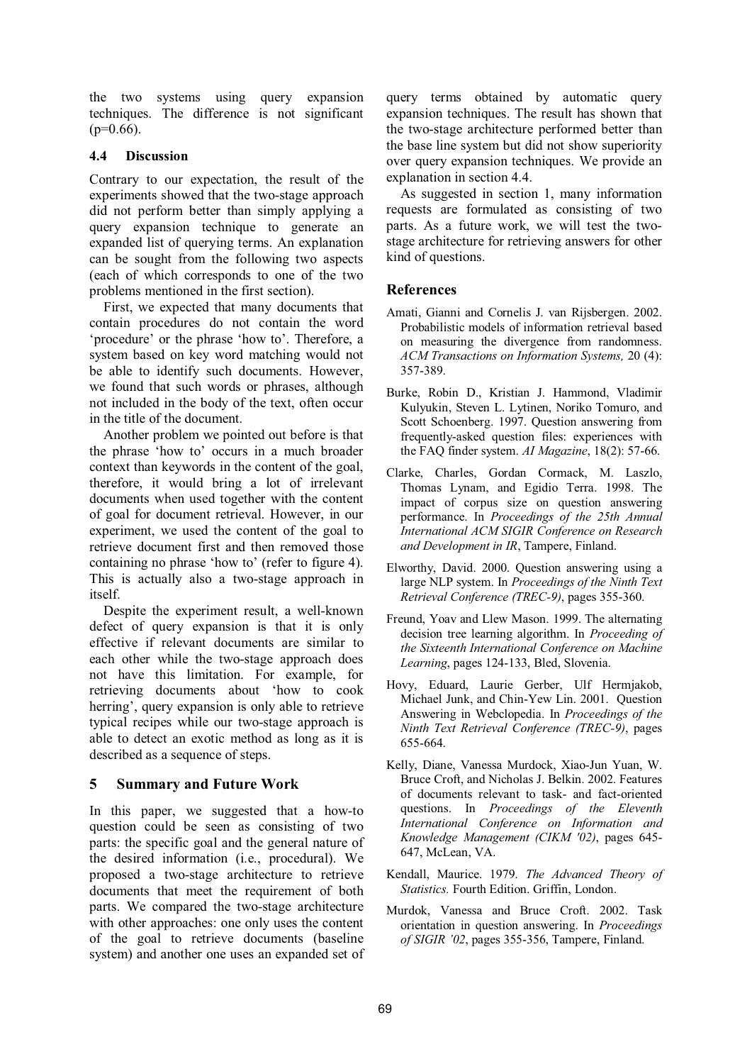the two systems using query expansion techniques. The difference is not significant ($p=0.66$).

### 4.4 Discussion

Contrary to our expectation, the result of the experiments showed that the two-stage approach did not perform better than simply applying a query expansion technique to generate an expanded list of querying terms. An explanation can be sought from the following two aspects (each of which corresponds to one of the two problems mentioned in the first section).

First, we expected that many documents that contain procedures do not contain the word 'procedure' or the phrase 'how to'. Therefore, a system based on key word matching would not be able to identify such documents. However, we found that such words or phrases, although not included in the body of the text, often occur in the title of the document.

Another problem we pointed out before is that the phrase 'how to' occurs in a much broader context than keywords in the content of the goal, therefore, it would bring a lot of irrelevant documents when used together with the content of goal for document retrieval. However, in our experiment, we used the content of the goal to retrieve document first and then removed those containing no phrase 'how to' (refer to figure 4). This is actually also a two-stage approach in itself.

Despite the experiment result, a well-known defect of query expansion is that it is only effective if relevant documents are similar to each other while the two-stage approach does not have this limitation. For example, for retrieving documents about 'how to cook herring', query expansion is only able to retrieve typical recipes while our two-stage approach is able to detect an exotic method as long as it is described as a sequence of steps.

## 5 Summary and Future Work

In this paper, we suggested that a how-to question could be seen as consisting of two parts: the specific goal and the general nature of the desired information (i.e., procedural). We proposed a two-stage architecture to retrieve documents that meet the requirement of both parts. We compared the two-stage architecture with other approaches: one only uses the content of the goal to retrieve documents (baseline system) and another one uses an expanded set of query terms obtained by automatic query expansion techniques. The result has shown that the two-stage architecture performed better than the base line system but did not show superiority over query expansion techniques. We provide an explanation in section 4.4.

As suggested in section 1, many information requests are formulated as consisting of two parts. As a future work, we will test the two-stage architecture for retrieving answers for other kind of questions.

## References

Amati, Gianni and Cornelis J. van Rijsbergen. 2002. Probabilistic models of information retrieval based on measuring the divergence from randomness. *ACM Transactions on Information Systems,* 20 (4): 357-389.

Burke, Robin D., Kristian J. Hammond, Vladimir Kulyukin, Steven L. Lytinen, Noriko Tomuro, and Scott Schoenberg. 1997. Question answering from frequently-asked question files: experiences with the FAQ finder system. *AI Magazine*, 18(2): 57-66.

Clarke, Charles, Gordan Cormack, M. Laszlo, Thomas Lynam, and Egidio Terra. 1998. The impact of corpus size on question answering performance. In *Proceedings of the 25th Annual International ACM SIGIR Conference on Research and Development in IR*, Tampere, Finland.

Elworthy, David. 2000. Question answering using a large NLP system. In *Proceedings of the Ninth Text Retrieval Conference (TREC-9)*, pages 355-360.

Freund, Yoav and Llew Mason. 1999. The alternating decision tree learning algorithm. In *Proceeding of the Sixteenth International Conference on Machine Learning*, pages 124-133, Bled, Slovenia.

Hovy, Eduard, Laurie Gerber, Ulf Hermjakob, Michael Junk, and Chin-Yew Lin. 2001. Question Answering in Webclopedia. In *Proceedings of the Ninth Text Retrieval Conference (TREC-9)*, pages 655-664.

Kelly, Diane, Vanessa Murdock, Xiao-Jun Yuan, W. Bruce Croft, and Nicholas J. Belkin. 2002. Features of documents relevant to task- and fact-oriented questions. In *Proceedings of the Eleventh International Conference on Information and Knowledge Management (CIKM '02)*, pages 645-647, McLean, VA.

Kendall, Maurice. 1979. *The Advanced Theory of Statistics.* Fourth Edition. Griffin, London.

Murdok, Vanessa and Bruce Croft. 2002. Task orientation in question answering. In *Proceedings of SIGIR '02*, pages 355-356, Tampere, Finland.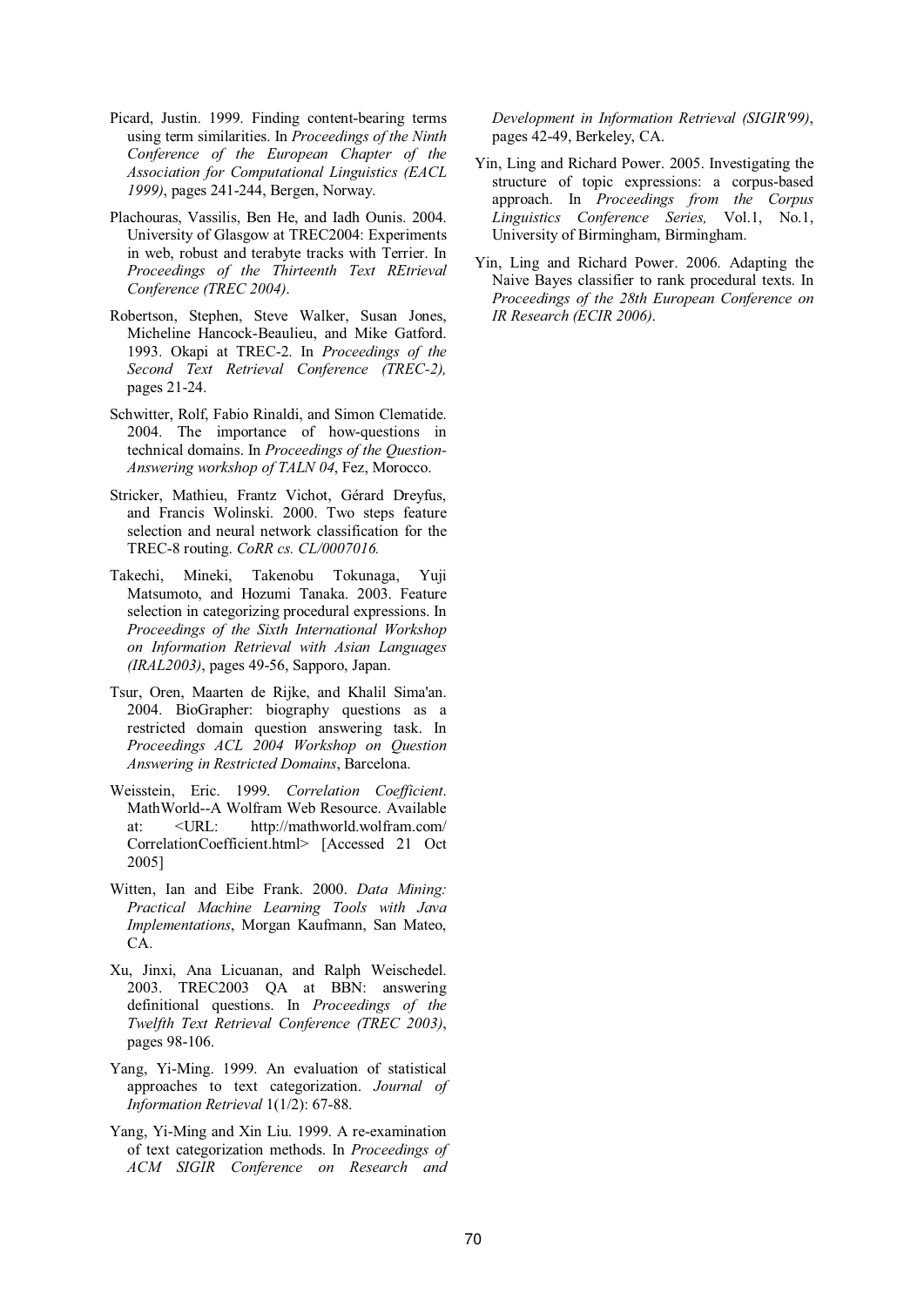Picard, Justin. 1999. Finding content-bearing terms using term similarities. In *Proceedings of the Ninth Conference of the European Chapter of the Association for Computational Linguistics (EACL 1999)*, pages 241-244, Bergen, Norway.

Plachouras, Vassilis, Ben He, and Iadh Ounis. 2004. University of Glasgow at TREC2004: Experiments in web, robust and terabyte tracks with Terrier. In *Proceedings of the Thirteenth Text REtrieval Conference (TREC 2004)*.

Robertson, Stephen, Steve Walker, Susan Jones, Micheline Hancock-Beaulieu, and Mike Gatford. 1993. Okapi at TREC-2. In *Proceedings of the Second Text Retrieval Conference (TREC-2),* pages 21-24.

Schwitter, Rolf, Fabio Rinaldi, and Simon Clematide. 2004. The importance of how-questions in technical domains. In *Proceedings of the Question-Answering workshop of TALN 04*, Fez, Morocco.

Stricker, Mathieu, Frantz Vichot, Gérard Dreyfus, and Francis Wolinski. 2000. Two steps feature selection and neural network classification for the TREC-8 routing. *CoRR cs. CL/0007016.*

Takechi, Mineki, Takenobu Tokunaga, Yuji Matsumoto, and Hozumi Tanaka. 2003. Feature selection in categorizing procedural expressions. In *Proceedings of the Sixth International Workshop on Information Retrieval with Asian Languages (IRAL2003)*, pages 49-56, Sapporo, Japan.

Tsur, Oren, Maarten de Rijke, and Khalil Sima'an. 2004. BioGrapher: biography questions as a restricted domain question answering task. In *Proceedings ACL 2004 Workshop on Question Answering in Restricted Domains*, Barcelona.

Weisstein, Eric. 1999. *Correlation Coefficient*. MathWorld--A Wolfram Web Resource. Available at: <URL: http://mathworld.wolfram.com/CorrelationCoefficient.html> [Accessed 21 Oct 2005]

Witten, Ian and Eibe Frank. 2000. *Data Mining: Practical Machine Learning Tools with Java Implementations*, Morgan Kaufmann, San Mateo, CA.

Xu, Jinxi, Ana Licuanan, and Ralph Weischedel. 2003. TREC2003 QA at BBN: answering definitional questions. In *Proceedings of the Twelfth Text Retrieval Conference (TREC 2003)*, pages 98-106.

Yang, Yi-Ming. 1999. An evaluation of statistical approaches to text categorization. *Journal of Information Retrieval* 1(1/2): 67-88.

Yang, Yi-Ming and Xin Liu. 1999. A re-examination of text categorization methods. In *Proceedings of ACM SIGIR Conference on Research and Development in Information Retrieval (SIGIR'99)*, pages 42-49, Berkeley, CA.

Yin, Ling and Richard Power. 2005. Investigating the structure of topic expressions: a corpus-based approach. In *Proceedings from the Corpus Linguistics Conference Series,* Vol.1, No.1, University of Birmingham, Birmingham.

Yin, Ling and Richard Power. 2006. Adapting the Naive Bayes classifier to rank procedural texts. In *Proceedings of the 28th European Conference on IR Research (ECIR 2006).*